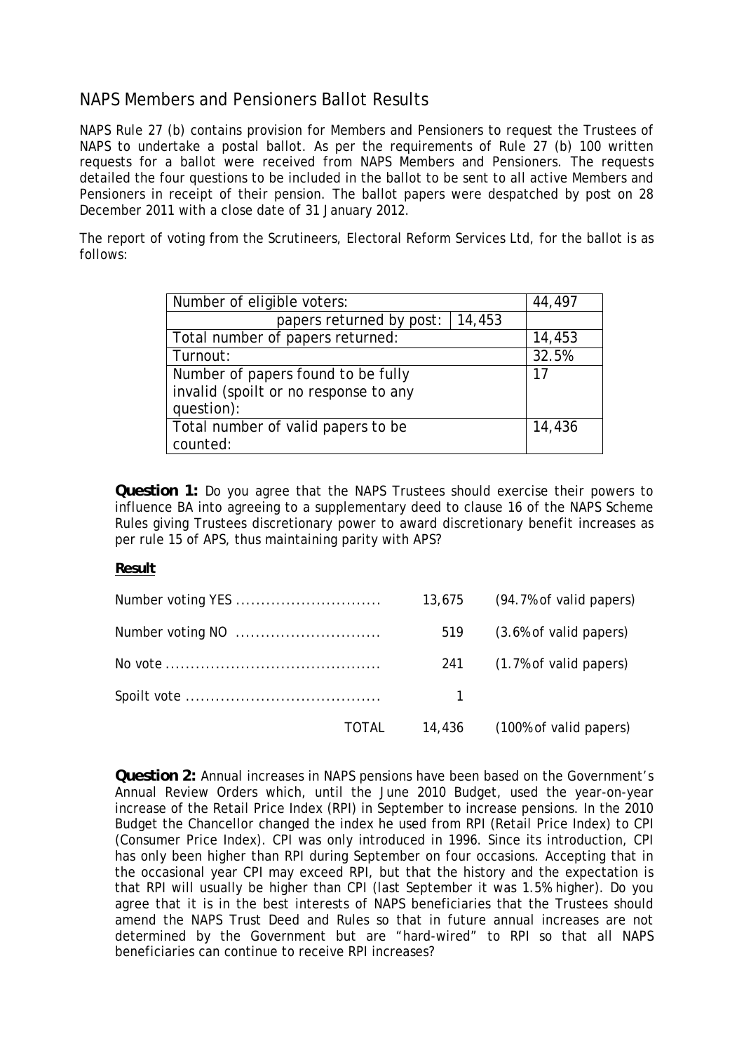# NAPS Members and Pensioners Ballot Results

NAPS Rule 27 (b) contains provision for Members and Pensioners to request the Trustees of NAPS to undertake a postal ballot. As per the requirements of Rule 27 (b) 100 written requests for a ballot were received from NAPS Members and Pensioners. The requests detailed the four questions to be included in the ballot to be sent to all active Members and Pensioners in receipt of their pension. The ballot papers were despatched by post on 28 December 2011 with a close date of 31 January 2012.

The report of voting from the Scrutineers, Electoral Reform Services Ltd, for the ballot is as follows:

| | | |
|---|---|---|
| Number of eligible voters: | | 44,497 |
| papers returned by post: | 14,453 | |
| Total number of papers returned: | | 14,453 |
| Turnout: | | 32.5% |
| Number of papers found to be fully invalid (spoilt or no response to any question): | | 17 |
| Total number of valid papers to be counted: | | 14,436 |

**Question 1:** Do you agree that the NAPS Trustees should exercise their powers to influence BA into agreeing to a supplementary deed to clause 16 of the NAPS Scheme Rules giving Trustees discretionary power to award discretionary benefit increases as per rule 15 of APS, thus maintaining parity with APS?

**Result**

| | | |
|---|---|---|
| Number voting YES | 13,675 | (94.7% of valid papers) |
| Number voting NO | 519 | (3.6% of valid papers) |
| No vote | 241 | (1.7% of valid papers) |
| Spoilt vote | 1 | |
| TOTAL | 14,436 | (100% of valid papers) |

**Question 2:** Annual increases in NAPS pensions have been based on the Government's Annual Review Orders which, until the June 2010 Budget, used the year-on-year increase of the Retail Price Index (RPI) in September to increase pensions. In the 2010 Budget the Chancellor changed the index he used from RPI (Retail Price Index) to CPI (Consumer Price Index). CPI was only introduced in 1996. Since its introduction, CPI has only been higher than RPI during September on four occasions. Accepting that in the occasional year CPI may exceed RPI, but that the history and the expectation is that RPI will usually be higher than CPI (last September it was 1.5% higher). Do you agree that it is in the best interests of NAPS beneficiaries that the Trustees should amend the NAPS Trust Deed and Rules so that in future annual increases are not determined by the Government but are "hard-wired" to RPI so that all NAPS beneficiaries can continue to receive RPI increases?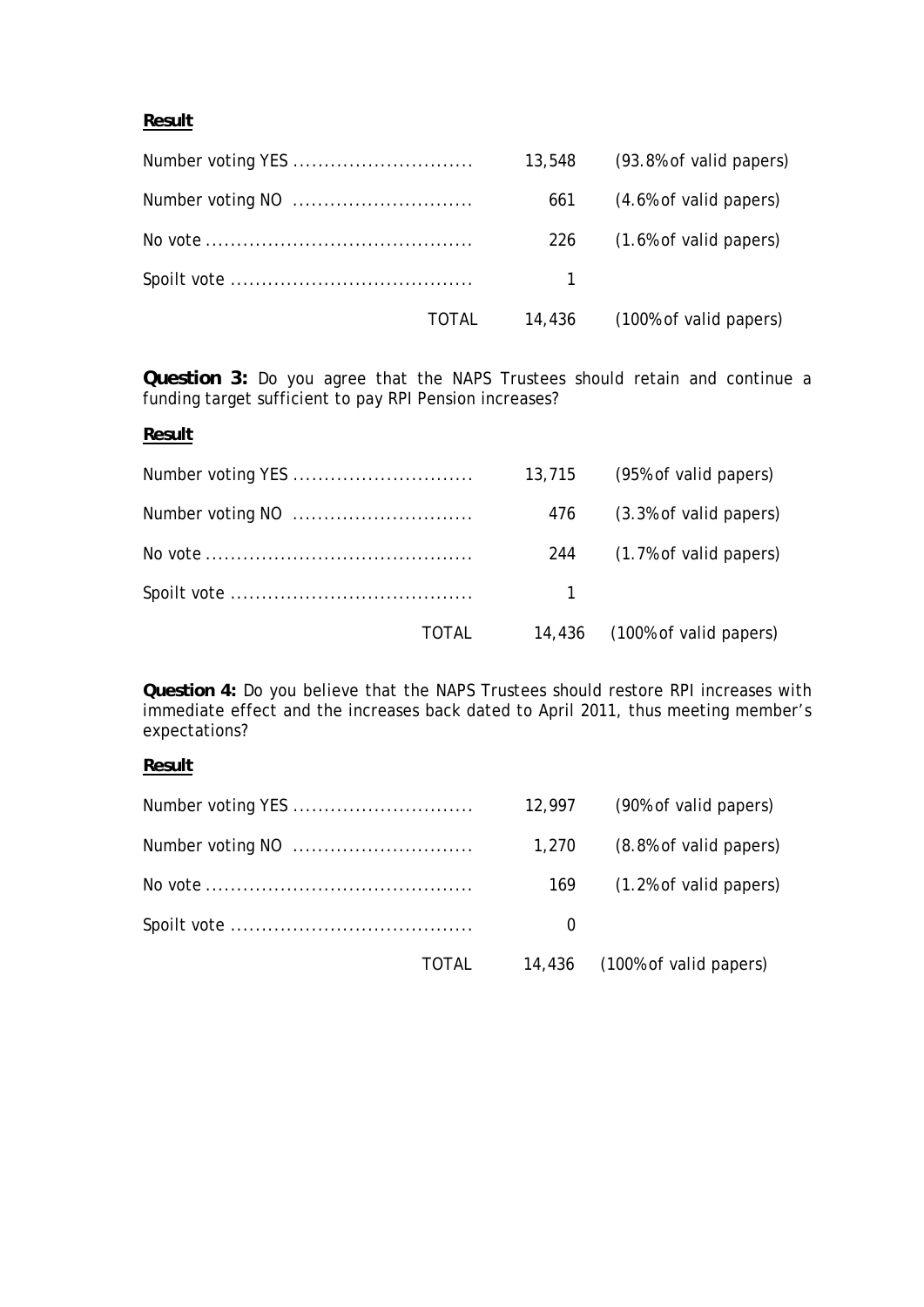**Result**

| | | |
|---|---|---|
| Number voting YES ............................ | 13,548 | (93.8% of valid papers) |
| Number voting NO ............................ | 661 | (4.6% of valid papers) |
| No vote .......................................... | 226 | (1.6% of valid papers) |
| Spoilt vote ...................................... | 1 | |
| TOTAL | 14,436 | (100% of valid papers) |

**Question 3:** Do you agree that the NAPS Trustees should retain and continue a funding target sufficient to pay RPI Pension increases?

**Result**

| | | |
|---|---|---|
| Number voting YES ............................ | 13,715 | (95% of valid papers) |
| Number voting NO ............................ | 476 | (3.3% of valid papers) |
| No vote .......................................... | 244 | (1.7% of valid papers) |
| Spoilt vote ...................................... | 1 | |
| TOTAL | 14,436 | (100% of valid papers) |

**Question 4:** Do you believe that the NAPS Trustees should restore RPI increases with immediate effect and the increases back dated to April 2011, thus meeting member's expectations?

**Result**

| | | |
|---|---|---|
| Number voting YES ............................ | 12,997 | (90% of valid papers) |
| Number voting NO ............................ | 1,270 | (8.8% of valid papers) |
| No vote .......................................... | 169 | (1.2% of valid papers) |
| Spoilt vote ...................................... | 0 | |
| TOTAL | 14,436 | (100% of valid papers) |